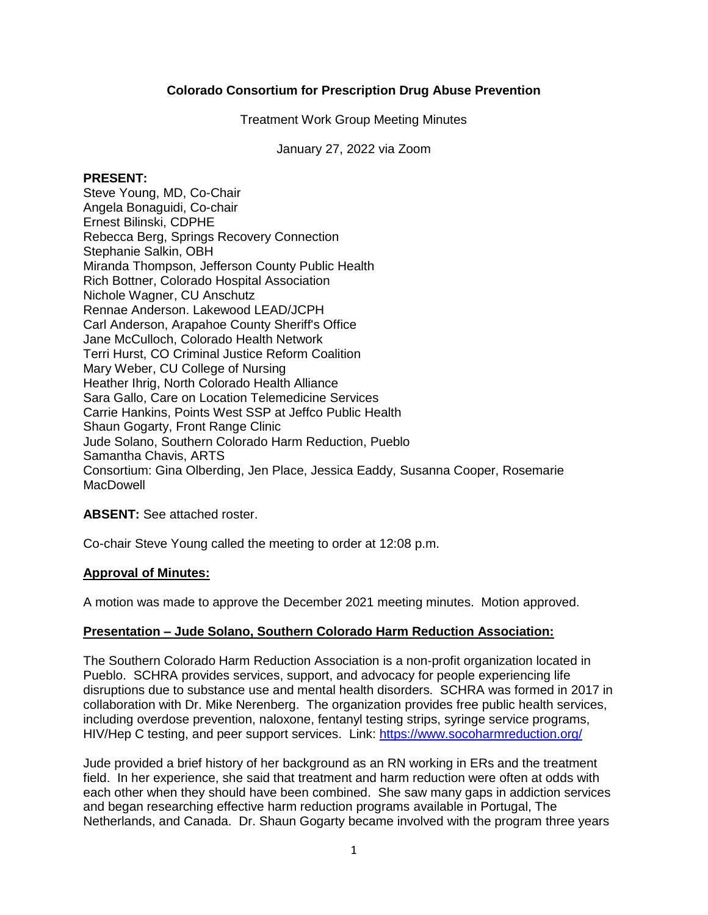**Colorado Consortium for Prescription Drug Abuse Prevention**

Treatment Work Group Meeting Minutes

January 27, 2022 via Zoom

**PRESENT:**
Steve Young, MD, Co-Chair
Angela Bonaguidi, Co-chair
Ernest Bilinski, CDPHE
Rebecca Berg, Springs Recovery Connection
Stephanie Salkin, OBH
Miranda Thompson, Jefferson County Public Health
Rich Bottner, Colorado Hospital Association
Nichole Wagner, CU Anschutz
Rennae Anderson. Lakewood LEAD/JCPH
Carl Anderson, Arapahoe County Sheriff's Office
Jane McCulloch, Colorado Health Network
Terri Hurst, CO Criminal Justice Reform Coalition
Mary Weber, CU College of Nursing
Heather Ihrig, North Colorado Health Alliance
Sara Gallo, Care on Location Telemedicine Services
Carrie Hankins, Points West SSP at Jeffco Public Health
Shaun Gogarty, Front Range Clinic
Jude Solano, Southern Colorado Harm Reduction, Pueblo
Samantha Chavis, ARTS
Consortium: Gina Olberding, Jen Place, Jessica Eaddy, Susanna Cooper, Rosemarie MacDowell

**ABSENT:** See attached roster.

Co-chair Steve Young called the meeting to order at 12:08 p.m.

**Approval of Minutes:**

A motion was made to approve the December 2021 meeting minutes. Motion approved.

**Presentation – Jude Solano, Southern Colorado Harm Reduction Association:**

The Southern Colorado Harm Reduction Association is a non-profit organization located in Pueblo. SCHRA provides services, support, and advocacy for people experiencing life disruptions due to substance use and mental health disorders. SCHRA was formed in 2017 in collaboration with Dr. Mike Nerenberg. The organization provides free public health services, including overdose prevention, naloxone, fentanyl testing strips, syringe service programs, HIV/Hep C testing, and peer support services. Link: https://www.socoharmreduction.org/

Jude provided a brief history of her background as an RN working in ERs and the treatment field. In her experience, she said that treatment and harm reduction were often at odds with each other when they should have been combined. She saw many gaps in addiction services and began researching effective harm reduction programs available in Portugal, The Netherlands, and Canada. Dr. Shaun Gogarty became involved with the program three years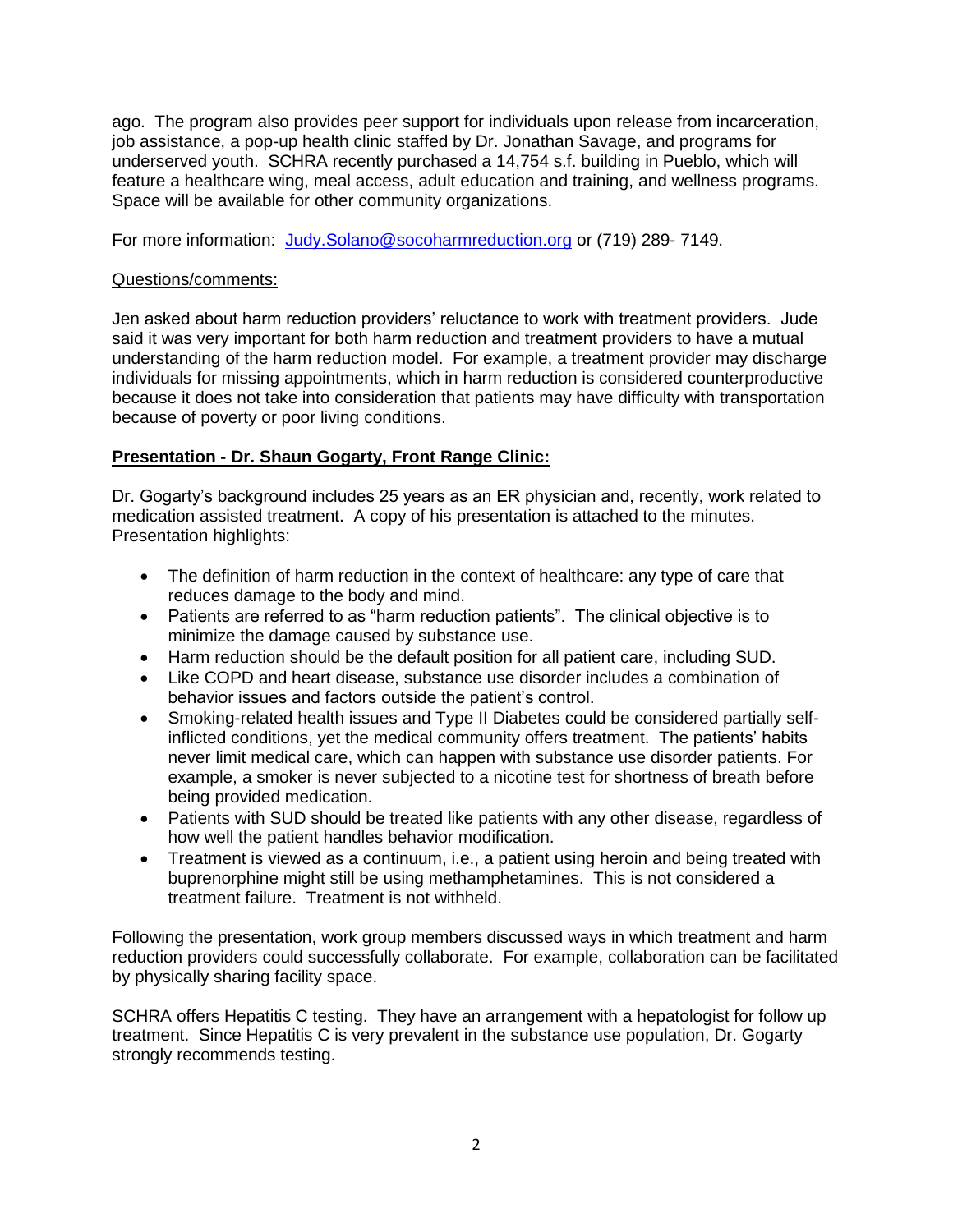ago. The program also provides peer support for individuals upon release from incarceration, job assistance, a pop-up health clinic staffed by Dr. Jonathan Savage, and programs for underserved youth. SCHRA recently purchased a 14,754 s.f. building in Pueblo, which will feature a healthcare wing, meal access, adult education and training, and wellness programs. Space will be available for other community organizations.

For more information: Judy.Solano@socoharmreduction.org or (719) 289- 7149.

Questions/comments:

Jen asked about harm reduction providers' reluctance to work with treatment providers. Jude said it was very important for both harm reduction and treatment providers to have a mutual understanding of the harm reduction model. For example, a treatment provider may discharge individuals for missing appointments, which in harm reduction is considered counterproductive because it does not take into consideration that patients may have difficulty with transportation because of poverty or poor living conditions.

**Presentation - Dr. Shaun Gogarty, Front Range Clinic:**

Dr. Gogarty's background includes 25 years as an ER physician and, recently, work related to medication assisted treatment. A copy of his presentation is attached to the minutes. Presentation highlights:

- The definition of harm reduction in the context of healthcare: any type of care that reduces damage to the body and mind.
- Patients are referred to as "harm reduction patients". The clinical objective is to minimize the damage caused by substance use.
- Harm reduction should be the default position for all patient care, including SUD.
- Like COPD and heart disease, substance use disorder includes a combination of behavior issues and factors outside the patient's control.
- Smoking-related health issues and Type II Diabetes could be considered partially self-inflicted conditions, yet the medical community offers treatment. The patients' habits never limit medical care, which can happen with substance use disorder patients. For example, a smoker is never subjected to a nicotine test for shortness of breath before being provided medication.
- Patients with SUD should be treated like patients with any other disease, regardless of how well the patient handles behavior modification.
- Treatment is viewed as a continuum, i.e., a patient using heroin and being treated with buprenorphine might still be using methamphetamines. This is not considered a treatment failure. Treatment is not withheld.

Following the presentation, work group members discussed ways in which treatment and harm reduction providers could successfully collaborate. For example, collaboration can be facilitated by physically sharing facility space.

SCHRA offers Hepatitis C testing. They have an arrangement with a hepatologist for follow up treatment. Since Hepatitis C is very prevalent in the substance use population, Dr. Gogarty strongly recommends testing.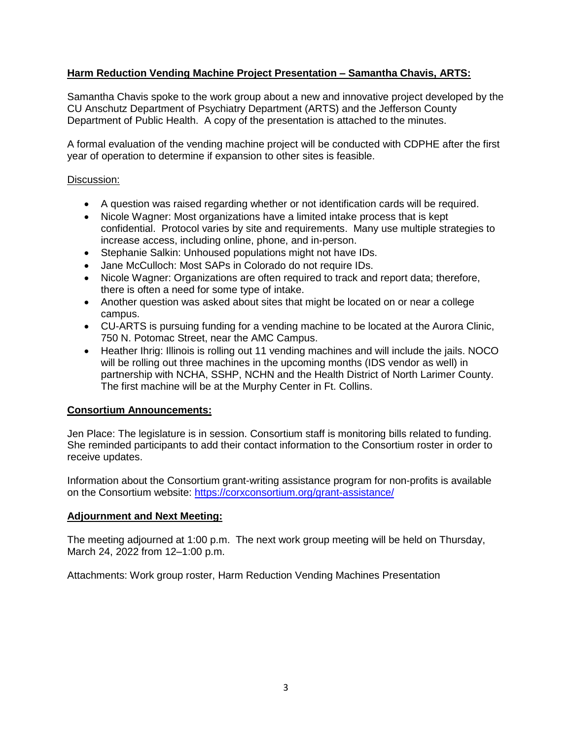## Harm Reduction Vending Machine Project Presentation – Samantha Chavis, ARTS:

Samantha Chavis spoke to the work group about a new and innovative project developed by the CU Anschutz Department of Psychiatry Department (ARTS) and the Jefferson County Department of Public Health. A copy of the presentation is attached to the minutes.

A formal evaluation of the vending machine project will be conducted with CDPHE after the first year of operation to determine if expansion to other sites is feasible.

Discussion:

- A question was raised regarding whether or not identification cards will be required.
- Nicole Wagner: Most organizations have a limited intake process that is kept confidential. Protocol varies by site and requirements. Many use multiple strategies to increase access, including online, phone, and in-person.
- Stephanie Salkin: Unhoused populations might not have IDs.
- Jane McCulloch: Most SAPs in Colorado do not require IDs.
- Nicole Wagner: Organizations are often required to track and report data; therefore, there is often a need for some type of intake.
- Another question was asked about sites that might be located on or near a college campus.
- CU-ARTS is pursuing funding for a vending machine to be located at the Aurora Clinic, 750 N. Potomac Street, near the AMC Campus.
- Heather Ihrig: Illinois is rolling out 11 vending machines and will include the jails. NOCO will be rolling out three machines in the upcoming months (IDS vendor as well) in partnership with NCHA, SSHP, NCHN and the Health District of North Larimer County. The first machine will be at the Murphy Center in Ft. Collins.

## Consortium Announcements:

Jen Place: The legislature is in session. Consortium staff is monitoring bills related to funding. She reminded participants to add their contact information to the Consortium roster in order to receive updates.

Information about the Consortium grant-writing assistance program for non-profits is available on the Consortium website: https://corxconsortium.org/grant-assistance/

## Adjournment and Next Meeting:

The meeting adjourned at 1:00 p.m. The next work group meeting will be held on Thursday, March 24, 2022 from 12–1:00 p.m.

Attachments: Work group roster, Harm Reduction Vending Machines Presentation